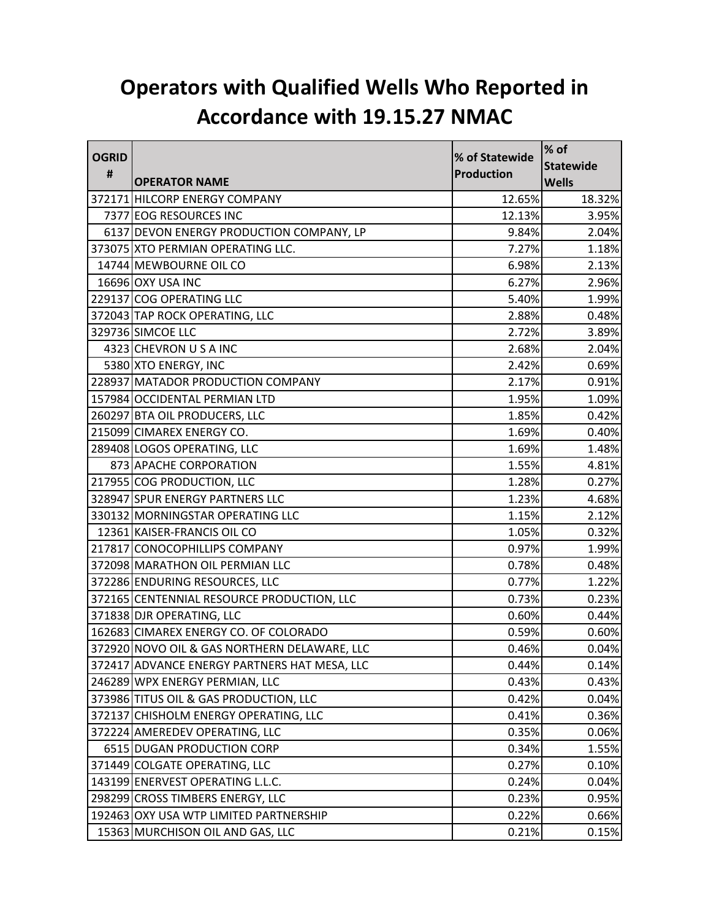# Operators with Qualified Wells Who Reported in Accordance with 19.15.27 NMAC

| OGRID # | OPERATOR NAME | % of Statewide Production | % of Statewide Wells |
|---|---|---|---|
| 372171 | HILCORP ENERGY COMPANY | 12.65% | 18.32% |
| 7377 | EOG RESOURCES INC | 12.13% | 3.95% |
| 6137 | DEVON ENERGY PRODUCTION COMPANY, LP | 9.84% | 2.04% |
| 373075 | XTO PERMIAN OPERATING LLC. | 7.27% | 1.18% |
| 14744 | MEWBOURNE OIL CO | 6.98% | 2.13% |
| 16696 | OXY USA INC | 6.27% | 2.96% |
| 229137 | COG OPERATING LLC | 5.40% | 1.99% |
| 372043 | TAP ROCK OPERATING, LLC | 2.88% | 0.48% |
| 329736 | SIMCOE LLC | 2.72% | 3.89% |
| 4323 | CHEVRON U S A INC | 2.68% | 2.04% |
| 5380 | XTO ENERGY, INC | 2.42% | 0.69% |
| 228937 | MATADOR PRODUCTION COMPANY | 2.17% | 0.91% |
| 157984 | OCCIDENTAL PERMIAN LTD | 1.95% | 1.09% |
| 260297 | BTA OIL PRODUCERS, LLC | 1.85% | 0.42% |
| 215099 | CIMAREX ENERGY CO. | 1.69% | 0.40% |
| 289408 | LOGOS OPERATING, LLC | 1.69% | 1.48% |
| 873 | APACHE CORPORATION | 1.55% | 4.81% |
| 217955 | COG PRODUCTION, LLC | 1.28% | 0.27% |
| 328947 | SPUR ENERGY PARTNERS LLC | 1.23% | 4.68% |
| 330132 | MORNINGSTAR OPERATING LLC | 1.15% | 2.12% |
| 12361 | KAISER-FRANCIS OIL CO | 1.05% | 0.32% |
| 217817 | CONOCOPHILLIPS COMPANY | 0.97% | 1.99% |
| 372098 | MARATHON OIL PERMIAN LLC | 0.78% | 0.48% |
| 372286 | ENDURING RESOURCES, LLC | 0.77% | 1.22% |
| 372165 | CENTENNIAL RESOURCE PRODUCTION, LLC | 0.73% | 0.23% |
| 371838 | DJR OPERATING, LLC | 0.60% | 0.44% |
| 162683 | CIMAREX ENERGY CO. OF COLORADO | 0.59% | 0.60% |
| 372920 | NOVO OIL & GAS NORTHERN DELAWARE, LLC | 0.46% | 0.04% |
| 372417 | ADVANCE ENERGY PARTNERS HAT MESA, LLC | 0.44% | 0.14% |
| 246289 | WPX ENERGY PERMIAN, LLC | 0.43% | 0.43% |
| 373986 | TITUS OIL & GAS PRODUCTION, LLC | 0.42% | 0.04% |
| 372137 | CHISHOLM ENERGY OPERATING, LLC | 0.41% | 0.36% |
| 372224 | AMEREDEV OPERATING, LLC | 0.35% | 0.06% |
| 6515 | DUGAN PRODUCTION CORP | 0.34% | 1.55% |
| 371449 | COLGATE OPERATING, LLC | 0.27% | 0.10% |
| 143199 | ENERVEST OPERATING L.L.C. | 0.24% | 0.04% |
| 298299 | CROSS TIMBERS ENERGY, LLC | 0.23% | 0.95% |
| 192463 | OXY USA WTP LIMITED PARTNERSHIP | 0.22% | 0.66% |
| 15363 | MURCHISON OIL AND GAS, LLC | 0.21% | 0.15% |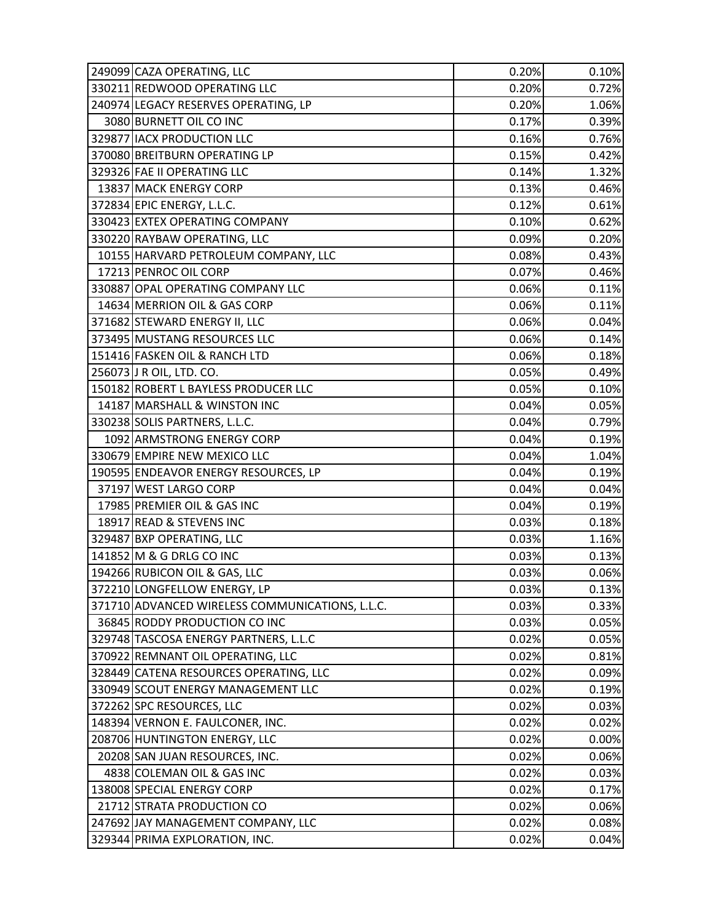| | | | |
|---|---|---|---|
| 249099 | CAZA OPERATING, LLC | 0.20% | 0.10% |
| 330211 | REDWOOD OPERATING LLC | 0.20% | 0.72% |
| 240974 | LEGACY RESERVES OPERATING, LP | 0.20% | 1.06% |
| 3080 | BURNETT OIL CO INC | 0.17% | 0.39% |
| 329877 | IACX PRODUCTION LLC | 0.16% | 0.76% |
| 370080 | BREITBURN OPERATING LP | 0.15% | 0.42% |
| 329326 | FAE II OPERATING LLC | 0.14% | 1.32% |
| 13837 | MACK ENERGY CORP | 0.13% | 0.46% |
| 372834 | EPIC ENERGY, L.L.C. | 0.12% | 0.61% |
| 330423 | EXTEX OPERATING COMPANY | 0.10% | 0.62% |
| 330220 | RAYBAW OPERATING, LLC | 0.09% | 0.20% |
| 10155 | HARVARD PETROLEUM COMPANY, LLC | 0.08% | 0.43% |
| 17213 | PENROC OIL CORP | 0.07% | 0.46% |
| 330887 | OPAL OPERATING COMPANY LLC | 0.06% | 0.11% |
| 14634 | MERRION OIL & GAS CORP | 0.06% | 0.11% |
| 371682 | STEWARD ENERGY II, LLC | 0.06% | 0.04% |
| 373495 | MUSTANG RESOURCES LLC | 0.06% | 0.14% |
| 151416 | FASKEN OIL & RANCH LTD | 0.06% | 0.18% |
| 256073 | J R OIL, LTD. CO. | 0.05% | 0.49% |
| 150182 | ROBERT L BAYLESS PRODUCER LLC | 0.05% | 0.10% |
| 14187 | MARSHALL & WINSTON INC | 0.04% | 0.05% |
| 330238 | SOLIS PARTNERS, L.L.C. | 0.04% | 0.79% |
| 1092 | ARMSTRONG ENERGY CORP | 0.04% | 0.19% |
| 330679 | EMPIRE NEW MEXICO LLC | 0.04% | 1.04% |
| 190595 | ENDEAVOR ENERGY RESOURCES, LP | 0.04% | 0.19% |
| 37197 | WEST LARGO CORP | 0.04% | 0.04% |
| 17985 | PREMIER OIL & GAS INC | 0.04% | 0.19% |
| 18917 | READ & STEVENS INC | 0.03% | 0.18% |
| 329487 | BXP OPERATING, LLC | 0.03% | 1.16% |
| 141852 | M & G DRLG CO INC | 0.03% | 0.13% |
| 194266 | RUBICON OIL & GAS, LLC | 0.03% | 0.06% |
| 372210 | LONGFELLOW ENERGY, LP | 0.03% | 0.13% |
| 371710 | ADVANCED WIRELESS COMMUNICATIONS, L.L.C. | 0.03% | 0.33% |
| 36845 | RODDY PRODUCTION CO INC | 0.03% | 0.05% |
| 329748 | TASCOSA ENERGY PARTNERS, L.L.C | 0.02% | 0.05% |
| 370922 | REMNANT OIL OPERATING, LLC | 0.02% | 0.81% |
| 328449 | CATENA RESOURCES OPERATING, LLC | 0.02% | 0.09% |
| 330949 | SCOUT ENERGY MANAGEMENT LLC | 0.02% | 0.19% |
| 372262 | SPC RESOURCES, LLC | 0.02% | 0.03% |
| 148394 | VERNON E. FAULCONER, INC. | 0.02% | 0.02% |
| 208706 | HUNTINGTON ENERGY, LLC | 0.02% | 0.00% |
| 20208 | SAN JUAN RESOURCES, INC. | 0.02% | 0.06% |
| 4838 | COLEMAN OIL & GAS INC | 0.02% | 0.03% |
| 138008 | SPECIAL ENERGY CORP | 0.02% | 0.17% |
| 21712 | STRATA PRODUCTION CO | 0.02% | 0.06% |
| 247692 | JAY MANAGEMENT COMPANY, LLC | 0.02% | 0.08% |
| 329344 | PRIMA EXPLORATION, INC. | 0.02% | 0.04% |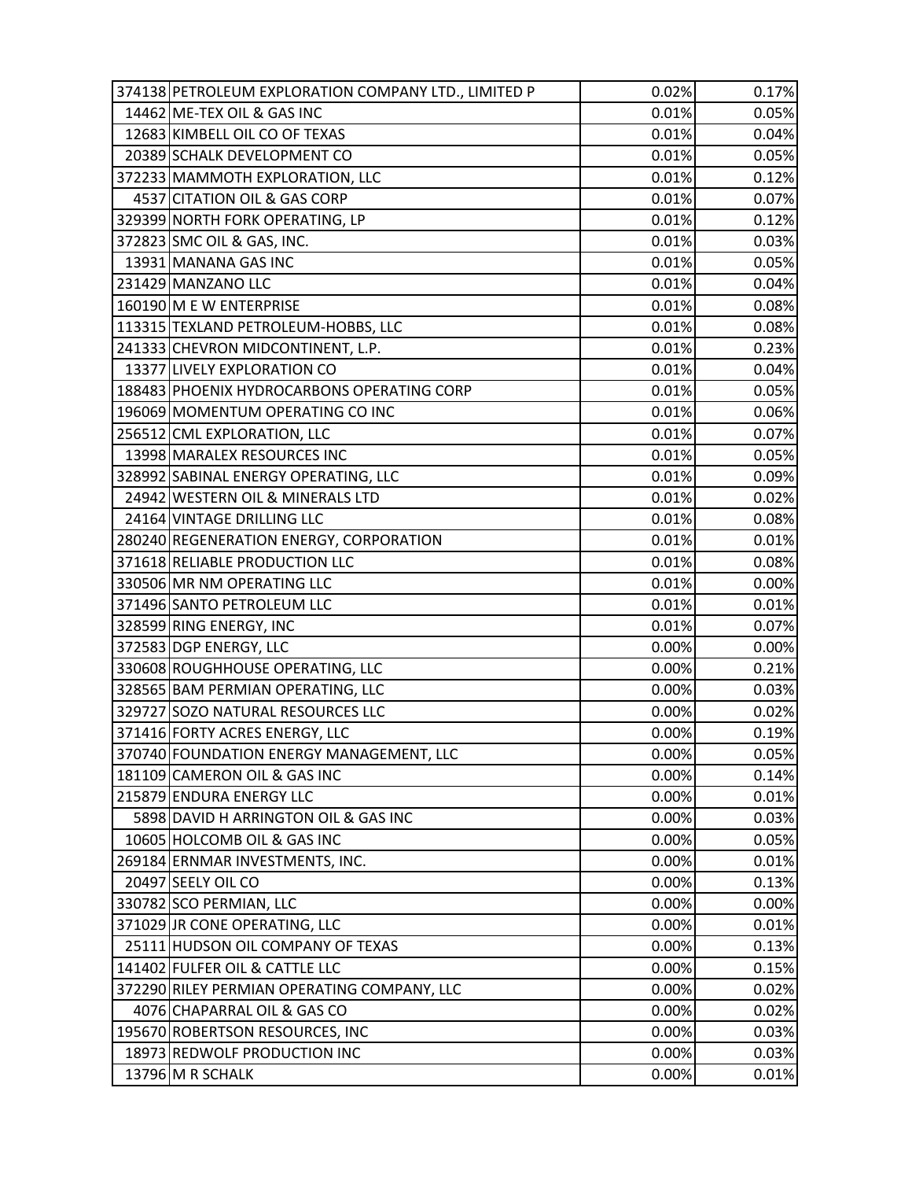| | | | |
|---|---|---|---|
| 374138 | PETROLEUM EXPLORATION COMPANY LTD., LIMITED P | 0.02% | 0.17% |
| 14462 | ME-TEX OIL & GAS INC | 0.01% | 0.05% |
| 12683 | KIMBELL OIL CO OF TEXAS | 0.01% | 0.04% |
| 20389 | SCHALK DEVELOPMENT CO | 0.01% | 0.05% |
| 372233 | MAMMOTH EXPLORATION, LLC | 0.01% | 0.12% |
| 4537 | CITATION OIL & GAS CORP | 0.01% | 0.07% |
| 329399 | NORTH FORK OPERATING, LP | 0.01% | 0.12% |
| 372823 | SMC OIL & GAS, INC. | 0.01% | 0.03% |
| 13931 | MANANA GAS INC | 0.01% | 0.05% |
| 231429 | MANZANO LLC | 0.01% | 0.04% |
| 160190 | M E W ENTERPRISE | 0.01% | 0.08% |
| 113315 | TEXLAND PETROLEUM-HOBBS, LLC | 0.01% | 0.08% |
| 241333 | CHEVRON MIDCONTINENT, L.P. | 0.01% | 0.23% |
| 13377 | LIVELY EXPLORATION CO | 0.01% | 0.04% |
| 188483 | PHOENIX HYDROCARBONS OPERATING CORP | 0.01% | 0.05% |
| 196069 | MOMENTUM OPERATING CO INC | 0.01% | 0.06% |
| 256512 | CML EXPLORATION, LLC | 0.01% | 0.07% |
| 13998 | MARALEX RESOURCES INC | 0.01% | 0.05% |
| 328992 | SABINAL ENERGY OPERATING, LLC | 0.01% | 0.09% |
| 24942 | WESTERN OIL & MINERALS LTD | 0.01% | 0.02% |
| 24164 | VINTAGE DRILLING LLC | 0.01% | 0.08% |
| 280240 | REGENERATION ENERGY, CORPORATION | 0.01% | 0.01% |
| 371618 | RELIABLE PRODUCTION LLC | 0.01% | 0.08% |
| 330506 | MR NM OPERATING LLC | 0.01% | 0.00% |
| 371496 | SANTO PETROLEUM LLC | 0.01% | 0.01% |
| 328599 | RING ENERGY, INC | 0.01% | 0.07% |
| 372583 | DGP ENERGY, LLC | 0.00% | 0.00% |
| 330608 | ROUGHHOUSE OPERATING, LLC | 0.00% | 0.21% |
| 328565 | BAM PERMIAN OPERATING, LLC | 0.00% | 0.03% |
| 329727 | SOZO NATURAL RESOURCES LLC | 0.00% | 0.02% |
| 371416 | FORTY ACRES ENERGY, LLC | 0.00% | 0.19% |
| 370740 | FOUNDATION ENERGY MANAGEMENT, LLC | 0.00% | 0.05% |
| 181109 | CAMERON OIL & GAS INC | 0.00% | 0.14% |
| 215879 | ENDURA ENERGY LLC | 0.00% | 0.01% |
| 5898 | DAVID H ARRINGTON OIL & GAS INC | 0.00% | 0.03% |
| 10605 | HOLCOMB OIL & GAS INC | 0.00% | 0.05% |
| 269184 | ERNMAR INVESTMENTS, INC. | 0.00% | 0.01% |
| 20497 | SEELY OIL CO | 0.00% | 0.13% |
| 330782 | SCO PERMIAN, LLC | 0.00% | 0.00% |
| 371029 | JR CONE OPERATING, LLC | 0.00% | 0.01% |
| 25111 | HUDSON OIL COMPANY OF TEXAS | 0.00% | 0.13% |
| 141402 | FULFER OIL & CATTLE LLC | 0.00% | 0.15% |
| 372290 | RILEY PERMIAN OPERATING COMPANY, LLC | 0.00% | 0.02% |
| 4076 | CHAPARRAL OIL & GAS CO | 0.00% | 0.02% |
| 195670 | ROBERTSON RESOURCES, INC | 0.00% | 0.03% |
| 18973 | REDWOLF PRODUCTION INC | 0.00% | 0.03% |
| 13796 | M R SCHALK | 0.00% | 0.01% |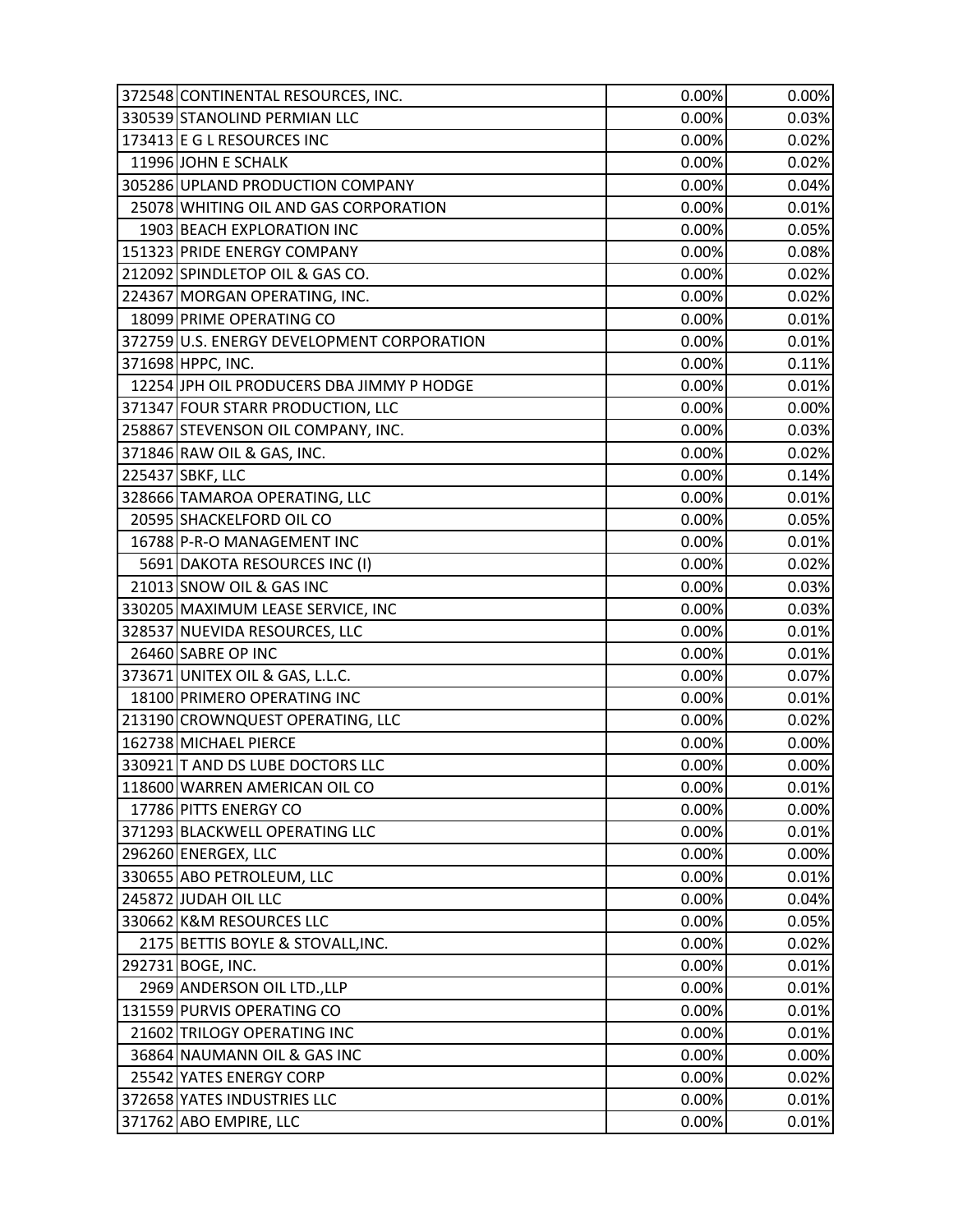| | | | |
|---|---|---|---|
| 372548 | CONTINENTAL RESOURCES, INC. | 0.00% | 0.00% |
| 330539 | STANOLIND PERMIAN LLC | 0.00% | 0.03% |
| 173413 | E G L RESOURCES INC | 0.00% | 0.02% |
| 11996 | JOHN E SCHALK | 0.00% | 0.02% |
| 305286 | UPLAND PRODUCTION COMPANY | 0.00% | 0.04% |
| 25078 | WHITING OIL AND GAS CORPORATION | 0.00% | 0.01% |
| 1903 | BEACH EXPLORATION INC | 0.00% | 0.05% |
| 151323 | PRIDE ENERGY COMPANY | 0.00% | 0.08% |
| 212092 | SPINDLETOP OIL & GAS CO. | 0.00% | 0.02% |
| 224367 | MORGAN OPERATING, INC. | 0.00% | 0.02% |
| 18099 | PRIME OPERATING CO | 0.00% | 0.01% |
| 372759 | U.S. ENERGY DEVELOPMENT CORPORATION | 0.00% | 0.01% |
| 371698 | HPPC, INC. | 0.00% | 0.11% |
| 12254 | JPH OIL PRODUCERS DBA JIMMY P HODGE | 0.00% | 0.01% |
| 371347 | FOUR STARR PRODUCTION, LLC | 0.00% | 0.00% |
| 258867 | STEVENSON OIL COMPANY, INC. | 0.00% | 0.03% |
| 371846 | RAW OIL & GAS, INC. | 0.00% | 0.02% |
| 225437 | SBKF, LLC | 0.00% | 0.14% |
| 328666 | TAMAROA OPERATING, LLC | 0.00% | 0.01% |
| 20595 | SHACKELFORD OIL CO | 0.00% | 0.05% |
| 16788 | P-R-O MANAGEMENT INC | 0.00% | 0.01% |
| 5691 | DAKOTA RESOURCES INC (I) | 0.00% | 0.02% |
| 21013 | SNOW OIL & GAS INC | 0.00% | 0.03% |
| 330205 | MAXIMUM LEASE SERVICE, INC | 0.00% | 0.03% |
| 328537 | NUEVIDA RESOURCES, LLC | 0.00% | 0.01% |
| 26460 | SABRE OP INC | 0.00% | 0.01% |
| 373671 | UNITEX OIL & GAS, L.L.C. | 0.00% | 0.07% |
| 18100 | PRIMERO OPERATING INC | 0.00% | 0.01% |
| 213190 | CROWNQUEST OPERATING, LLC | 0.00% | 0.02% |
| 162738 | MICHAEL PIERCE | 0.00% | 0.00% |
| 330921 | T AND DS LUBE DOCTORS LLC | 0.00% | 0.00% |
| 118600 | WARREN AMERICAN OIL CO | 0.00% | 0.01% |
| 17786 | PITTS ENERGY CO | 0.00% | 0.00% |
| 371293 | BLACKWELL OPERATING LLC | 0.00% | 0.01% |
| 296260 | ENERGEX, LLC | 0.00% | 0.00% |
| 330655 | ABO PETROLEUM, LLC | 0.00% | 0.01% |
| 245872 | JUDAH OIL LLC | 0.00% | 0.04% |
| 330662 | K&M RESOURCES LLC | 0.00% | 0.05% |
| 2175 | BETTIS BOYLE & STOVALL,INC. | 0.00% | 0.02% |
| 292731 | BOGE, INC. | 0.00% | 0.01% |
| 2969 | ANDERSON OIL LTD.,LLP | 0.00% | 0.01% |
| 131559 | PURVIS OPERATING CO | 0.00% | 0.01% |
| 21602 | TRILOGY OPERATING INC | 0.00% | 0.01% |
| 36864 | NAUMANN OIL & GAS INC | 0.00% | 0.00% |
| 25542 | YATES ENERGY CORP | 0.00% | 0.02% |
| 372658 | YATES INDUSTRIES LLC | 0.00% | 0.01% |
| 371762 | ABO EMPIRE, LLC | 0.00% | 0.01% |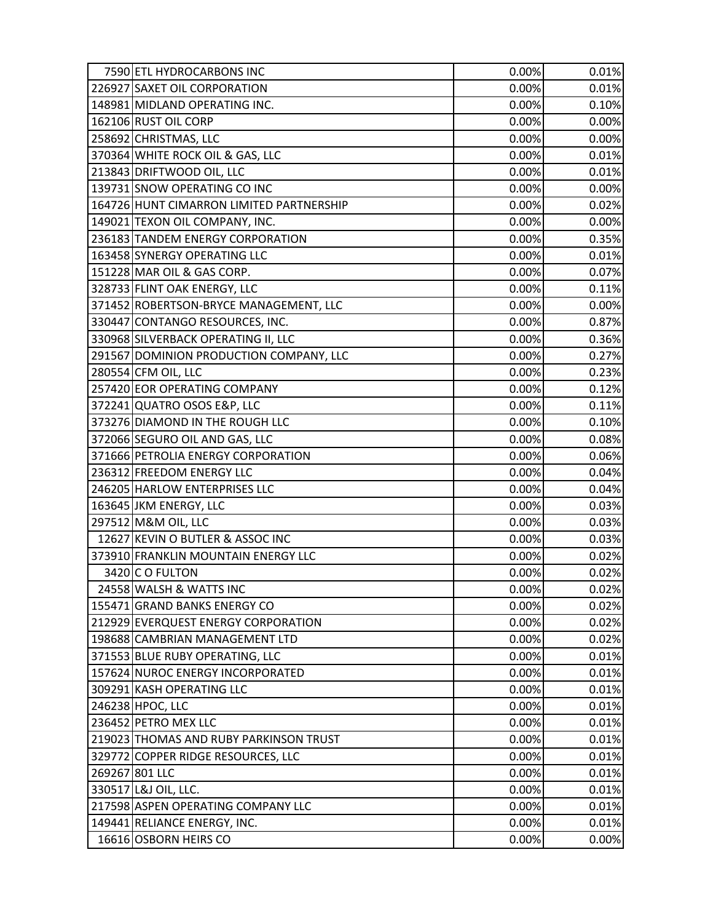| | | | |
|---|---|---|---|
| 7590 | ETL HYDROCARBONS INC | 0.00% | 0.01% |
| 226927 | SAXET OIL CORPORATION | 0.00% | 0.01% |
| 148981 | MIDLAND OPERATING INC. | 0.00% | 0.10% |
| 162106 | RUST OIL CORP | 0.00% | 0.00% |
| 258692 | CHRISTMAS, LLC | 0.00% | 0.00% |
| 370364 | WHITE ROCK OIL & GAS, LLC | 0.00% | 0.01% |
| 213843 | DRIFTWOOD OIL, LLC | 0.00% | 0.01% |
| 139731 | SNOW OPERATING CO INC | 0.00% | 0.00% |
| 164726 | HUNT CIMARRON LIMITED PARTNERSHIP | 0.00% | 0.02% |
| 149021 | TEXON OIL COMPANY, INC. | 0.00% | 0.00% |
| 236183 | TANDEM ENERGY CORPORATION | 0.00% | 0.35% |
| 163458 | SYNERGY OPERATING LLC | 0.00% | 0.01% |
| 151228 | MAR OIL & GAS CORP. | 0.00% | 0.07% |
| 328733 | FLINT OAK ENERGY, LLC | 0.00% | 0.11% |
| 371452 | ROBERTSON-BRYCE MANAGEMENT, LLC | 0.00% | 0.00% |
| 330447 | CONTANGO RESOURCES, INC. | 0.00% | 0.87% |
| 330968 | SILVERBACK OPERATING II, LLC | 0.00% | 0.36% |
| 291567 | DOMINION PRODUCTION COMPANY, LLC | 0.00% | 0.27% |
| 280554 | CFM OIL, LLC | 0.00% | 0.23% |
| 257420 | EOR OPERATING COMPANY | 0.00% | 0.12% |
| 372241 | QUATRO OSOS E&P, LLC | 0.00% | 0.11% |
| 373276 | DIAMOND IN THE ROUGH LLC | 0.00% | 0.10% |
| 372066 | SEGURO OIL AND GAS, LLC | 0.00% | 0.08% |
| 371666 | PETROLIA ENERGY CORPORATION | 0.00% | 0.06% |
| 236312 | FREEDOM ENERGY LLC | 0.00% | 0.04% |
| 246205 | HARLOW ENTERPRISES LLC | 0.00% | 0.04% |
| 163645 | JKM ENERGY, LLC | 0.00% | 0.03% |
| 297512 | M&M OIL, LLC | 0.00% | 0.03% |
| 12627 | KEVIN O BUTLER & ASSOC INC | 0.00% | 0.03% |
| 373910 | FRANKLIN MOUNTAIN ENERGY LLC | 0.00% | 0.02% |
| 3420 | C O FULTON | 0.00% | 0.02% |
| 24558 | WALSH & WATTS INC | 0.00% | 0.02% |
| 155471 | GRAND BANKS ENERGY CO | 0.00% | 0.02% |
| 212929 | EVERQUEST ENERGY CORPORATION | 0.00% | 0.02% |
| 198688 | CAMBRIAN MANAGEMENT LTD | 0.00% | 0.02% |
| 371553 | BLUE RUBY OPERATING, LLC | 0.00% | 0.01% |
| 157624 | NUROC ENERGY INCORPORATED | 0.00% | 0.01% |
| 309291 | KASH OPERATING LLC | 0.00% | 0.01% |
| 246238 | HPOC, LLC | 0.00% | 0.01% |
| 236452 | PETRO MEX LLC | 0.00% | 0.01% |
| 219023 | THOMAS AND RUBY PARKINSON TRUST | 0.00% | 0.01% |
| 329772 | COPPER RIDGE RESOURCES, LLC | 0.00% | 0.01% |
| 269267 | 801 LLC | 0.00% | 0.01% |
| 330517 | L&J OIL, LLC. | 0.00% | 0.01% |
| 217598 | ASPEN OPERATING COMPANY LLC | 0.00% | 0.01% |
| 149441 | RELIANCE ENERGY, INC. | 0.00% | 0.01% |
| 16616 | OSBORN HEIRS CO | 0.00% | 0.00% |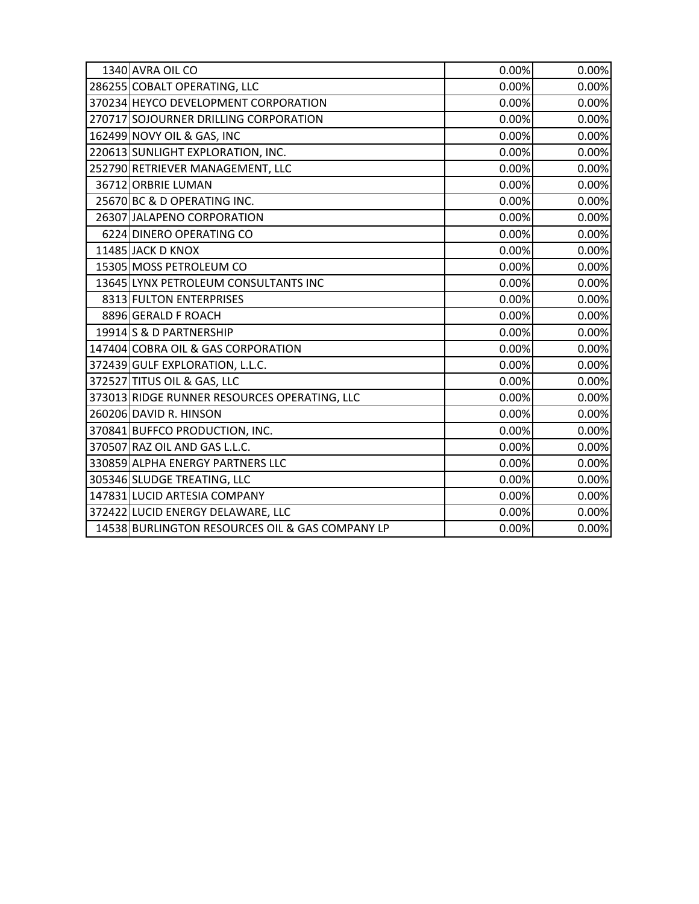| | | | |
|---|---|---|---|
| 1340 | AVRA OIL CO | 0.00% | 0.00% |
| 286255 | COBALT OPERATING, LLC | 0.00% | 0.00% |
| 370234 | HEYCO DEVELOPMENT CORPORATION | 0.00% | 0.00% |
| 270717 | SOJOURNER DRILLING CORPORATION | 0.00% | 0.00% |
| 162499 | NOVY OIL & GAS, INC | 0.00% | 0.00% |
| 220613 | SUNLIGHT EXPLORATION, INC. | 0.00% | 0.00% |
| 252790 | RETRIEVER MANAGEMENT, LLC | 0.00% | 0.00% |
| 36712 | ORBRIE LUMAN | 0.00% | 0.00% |
| 25670 | BC & D OPERATING INC. | 0.00% | 0.00% |
| 26307 | JALAPENO CORPORATION | 0.00% | 0.00% |
| 6224 | DINERO OPERATING CO | 0.00% | 0.00% |
| 11485 | JACK D KNOX | 0.00% | 0.00% |
| 15305 | MOSS PETROLEUM CO | 0.00% | 0.00% |
| 13645 | LYNX PETROLEUM CONSULTANTS INC | 0.00% | 0.00% |
| 8313 | FULTON ENTERPRISES | 0.00% | 0.00% |
| 8896 | GERALD F ROACH | 0.00% | 0.00% |
| 19914 | S & D PARTNERSHIP | 0.00% | 0.00% |
| 147404 | COBRA OIL & GAS CORPORATION | 0.00% | 0.00% |
| 372439 | GULF EXPLORATION, L.L.C. | 0.00% | 0.00% |
| 372527 | TITUS OIL & GAS, LLC | 0.00% | 0.00% |
| 373013 | RIDGE RUNNER RESOURCES OPERATING, LLC | 0.00% | 0.00% |
| 260206 | DAVID R. HINSON | 0.00% | 0.00% |
| 370841 | BUFFCO PRODUCTION, INC. | 0.00% | 0.00% |
| 370507 | RAZ OIL AND GAS L.L.C. | 0.00% | 0.00% |
| 330859 | ALPHA ENERGY PARTNERS LLC | 0.00% | 0.00% |
| 305346 | SLUDGE TREATING, LLC | 0.00% | 0.00% |
| 147831 | LUCID ARTESIA COMPANY | 0.00% | 0.00% |
| 372422 | LUCID ENERGY DELAWARE, LLC | 0.00% | 0.00% |
| 14538 | BURLINGTON RESOURCES OIL & GAS COMPANY LP | 0.00% | 0.00% |